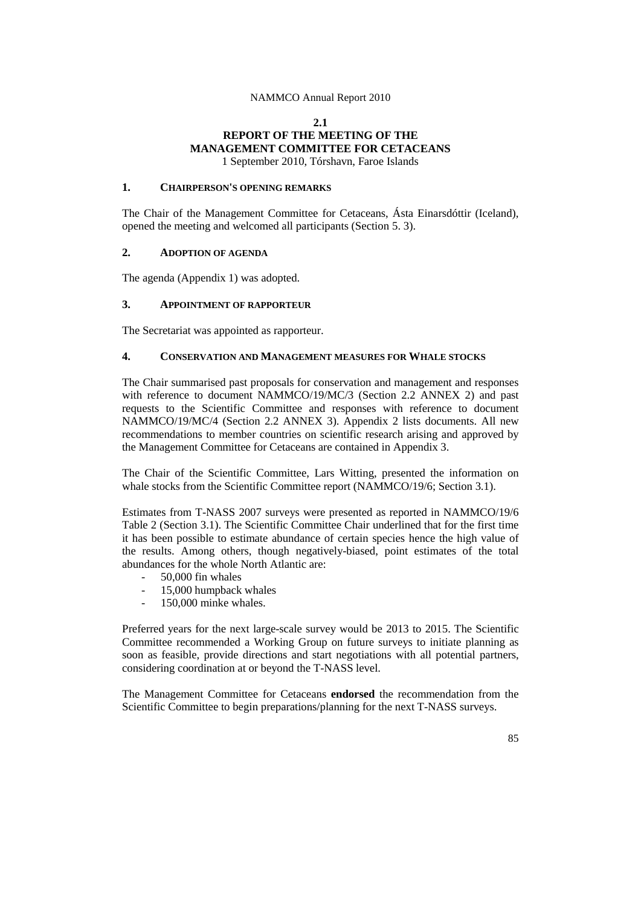## 2.1
# REPORT OF THE MEETING OF THE MANAGEMENT COMMITTEE FOR CETACEANS

1 September 2010, Tórshavn, Faroe Islands

## 1. CHAIRPERSON'S OPENING REMARKS

The Chair of the Management Committee for Cetaceans, Ásta Einarsdóttir (Iceland), opened the meeting and welcomed all participants (Section 5. 3).

## 2. ADOPTION OF AGENDA

The agenda (Appendix 1) was adopted.

## 3. APPOINTMENT OF RAPPORTEUR

The Secretariat was appointed as rapporteur.

## 4. CONSERVATION AND MANAGEMENT MEASURES FOR WHALE STOCKS

The Chair summarised past proposals for conservation and management and responses with reference to document NAMMCO/19/MC/3 (Section 2.2 ANNEX 2) and past requests to the Scientific Committee and responses with reference to document NAMMCO/19/MC/4 (Section 2.2 ANNEX 3). Appendix 2 lists documents. All new recommendations to member countries on scientific research arising and approved by the Management Committee for Cetaceans are contained in Appendix 3.

The Chair of the Scientific Committee, Lars Witting, presented the information on whale stocks from the Scientific Committee report (NAMMCO/19/6; Section 3.1).

Estimates from T-NASS 2007 surveys were presented as reported in NAMMCO/19/6 Table 2 (Section 3.1). The Scientific Committee Chair underlined that for the first time it has been possible to estimate abundance of certain species hence the high value of the results. Among others, though negatively-biased, point estimates of the total abundances for the whole North Atlantic are:

- 50,000 fin whales
- 15,000 humpback whales
- 150,000 minke whales.

Preferred years for the next large-scale survey would be 2013 to 2015. The Scientific Committee recommended a Working Group on future surveys to initiate planning as soon as feasible, provide directions and start negotiations with all potential partners, considering coordination at or beyond the T-NASS level.

The Management Committee for Cetaceans **endorsed** the recommendation from the Scientific Committee to begin preparations/planning for the next T-NASS surveys.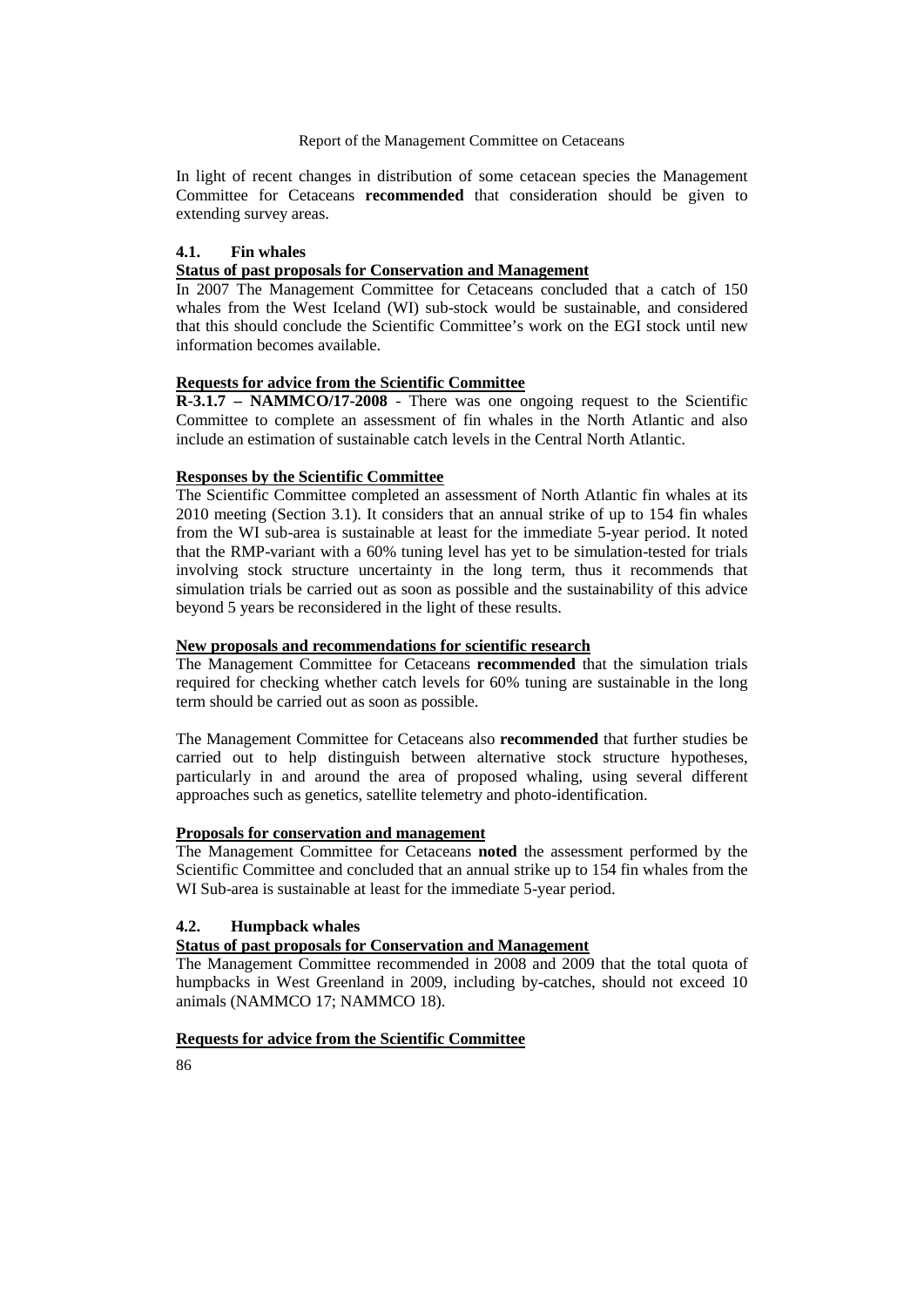In light of recent changes in distribution of some cetacean species the Management Committee for Cetaceans **recommended** that consideration should be given to extending survey areas.

### 4.1. Fin whales

**Status of past proposals for Conservation and Management**

In 2007 The Management Committee for Cetaceans concluded that a catch of 150 whales from the West Iceland (WI) sub-stock would be sustainable, and considered that this should conclude the Scientific Committee's work on the EGI stock until new information becomes available.

**Requests for advice from the Scientific Committee**

**R-3.1.7 – NAMMCO/17-2008** - There was one ongoing request to the Scientific Committee to complete an assessment of fin whales in the North Atlantic and also include an estimation of sustainable catch levels in the Central North Atlantic.

**Responses by the Scientific Committee**

The Scientific Committee completed an assessment of North Atlantic fin whales at its 2010 meeting (Section 3.1). It considers that an annual strike of up to 154 fin whales from the WI sub-area is sustainable at least for the immediate 5-year period. It noted that the RMP-variant with a 60% tuning level has yet to be simulation-tested for trials involving stock structure uncertainty in the long term, thus it recommends that simulation trials be carried out as soon as possible and the sustainability of this advice beyond 5 years be reconsidered in the light of these results.

**New proposals and recommendations for scientific research**

The Management Committee for Cetaceans **recommended** that the simulation trials required for checking whether catch levels for 60% tuning are sustainable in the long term should be carried out as soon as possible.

The Management Committee for Cetaceans also **recommended** that further studies be carried out to help distinguish between alternative stock structure hypotheses, particularly in and around the area of proposed whaling, using several different approaches such as genetics, satellite telemetry and photo-identification.

**Proposals for conservation and management**

The Management Committee for Cetaceans **noted** the assessment performed by the Scientific Committee and concluded that an annual strike up to 154 fin whales from the WI Sub-area is sustainable at least for the immediate 5-year period.

### 4.2. Humpback whales

**Status of past proposals for Conservation and Management**

The Management Committee recommended in 2008 and 2009 that the total quota of humpbacks in West Greenland in 2009, including by-catches, should not exceed 10 animals (NAMMCO 17; NAMMCO 18).

**Requests for advice from the Scientific Committee**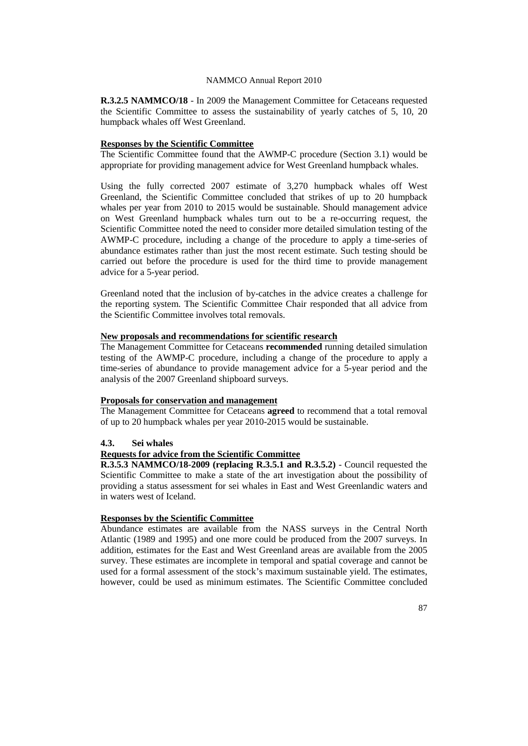**R.3.2.5 NAMMCO/18** - In 2009 the Management Committee for Cetaceans requested the Scientific Committee to assess the sustainability of yearly catches of 5, 10, 20 humpback whales off West Greenland.

**Responses by the Scientific Committee**

The Scientific Committee found that the AWMP-C procedure (Section 3.1) would be appropriate for providing management advice for West Greenland humpback whales.

Using the fully corrected 2007 estimate of 3,270 humpback whales off West Greenland, the Scientific Committee concluded that strikes of up to 20 humpback whales per year from 2010 to 2015 would be sustainable. Should management advice on West Greenland humpback whales turn out to be a re-occurring request, the Scientific Committee noted the need to consider more detailed simulation testing of the AWMP-C procedure, including a change of the procedure to apply a time-series of abundance estimates rather than just the most recent estimate. Such testing should be carried out before the procedure is used for the third time to provide management advice for a 5-year period.

Greenland noted that the inclusion of by-catches in the advice creates a challenge for the reporting system. The Scientific Committee Chair responded that all advice from the Scientific Committee involves total removals.

**New proposals and recommendations for scientific research**

The Management Committee for Cetaceans **recommended** running detailed simulation testing of the AWMP-C procedure, including a change of the procedure to apply a time-series of abundance to provide management advice for a 5-year period and the analysis of the 2007 Greenland shipboard surveys.

**Proposals for conservation and management**

The Management Committee for Cetaceans **agreed** to recommend that a total removal of up to 20 humpback whales per year 2010-2015 would be sustainable.

### 4.3. Sei whales

**Requests for advice from the Scientific Committee**

**R.3.5.3 NAMMCO/18-2009 (replacing R.3.5.1 and R.3.5.2)** - Council requested the Scientific Committee to make a state of the art investigation about the possibility of providing a status assessment for sei whales in East and West Greenlandic waters and in waters west of Iceland.

**Responses by the Scientific Committee**

Abundance estimates are available from the NASS surveys in the Central North Atlantic (1989 and 1995) and one more could be produced from the 2007 surveys. In addition, estimates for the East and West Greenland areas are available from the 2005 survey. These estimates are incomplete in temporal and spatial coverage and cannot be used for a formal assessment of the stock's maximum sustainable yield. The estimates, however, could be used as minimum estimates. The Scientific Committee concluded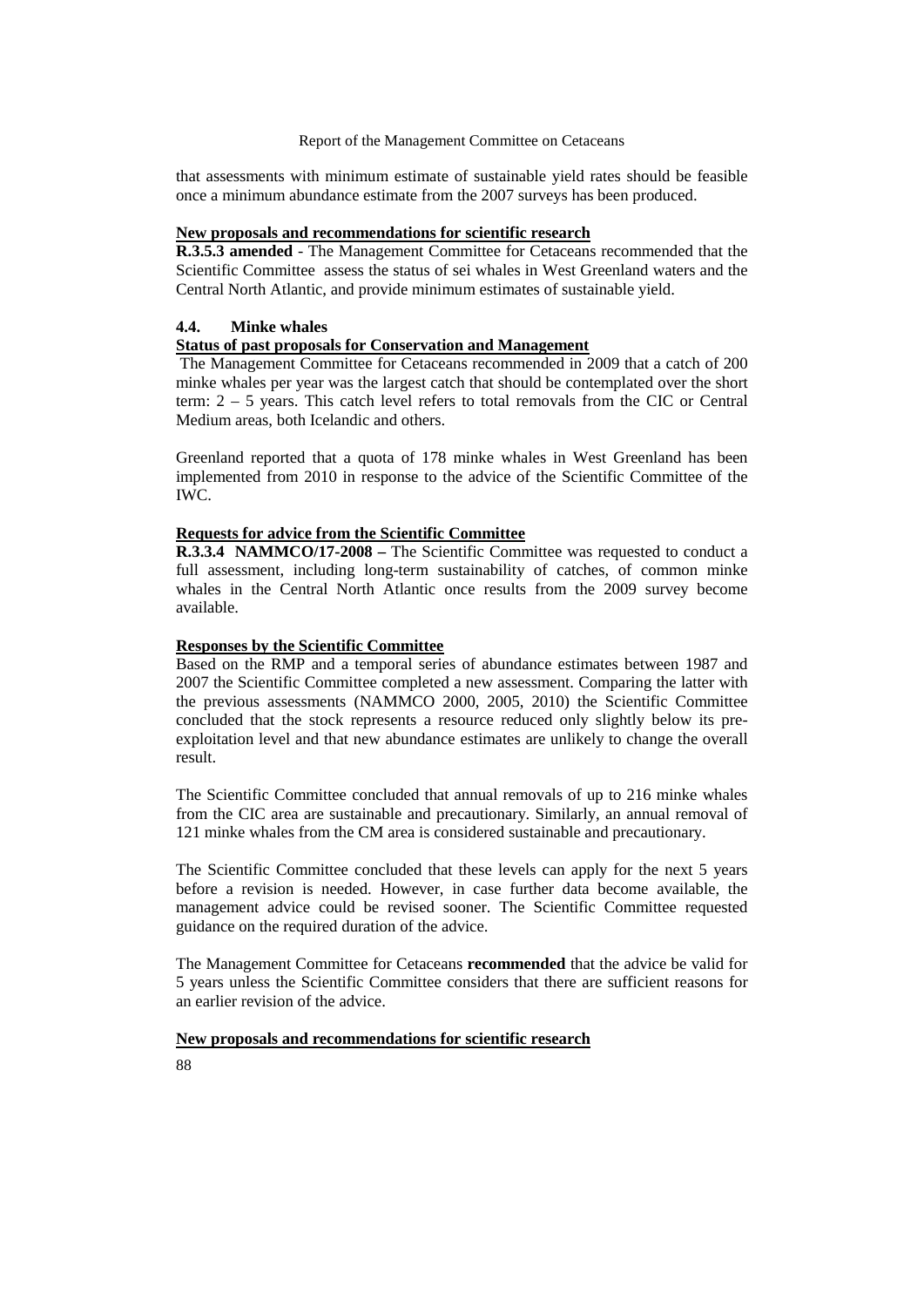that assessments with minimum estimate of sustainable yield rates should be feasible once a minimum abundance estimate from the 2007 surveys has been produced.

**New proposals and recommendations for scientific research**

**R.3.5.3 amended** - The Management Committee for Cetaceans recommended that the Scientific Committee assess the status of sei whales in West Greenland waters and the Central North Atlantic, and provide minimum estimates of sustainable yield.

### 4.4. Minke whales

**Status of past proposals for Conservation and Management**

The Management Committee for Cetaceans recommended in 2009 that a catch of 200 minke whales per year was the largest catch that should be contemplated over the short term: 2 – 5 years. This catch level refers to total removals from the CIC or Central Medium areas, both Icelandic and others.

Greenland reported that a quota of 178 minke whales in West Greenland has been implemented from 2010 in response to the advice of the Scientific Committee of the IWC.

**Requests for advice from the Scientific Committee**

**R.3.3.4 NAMMCO/17-2008 –** The Scientific Committee was requested to conduct a full assessment, including long-term sustainability of catches, of common minke whales in the Central North Atlantic once results from the 2009 survey become available.

**Responses by the Scientific Committee**

Based on the RMP and a temporal series of abundance estimates between 1987 and 2007 the Scientific Committee completed a new assessment. Comparing the latter with the previous assessments (NAMMCO 2000, 2005, 2010) the Scientific Committee concluded that the stock represents a resource reduced only slightly below its pre-exploitation level and that new abundance estimates are unlikely to change the overall result.

The Scientific Committee concluded that annual removals of up to 216 minke whales from the CIC area are sustainable and precautionary. Similarly, an annual removal of 121 minke whales from the CM area is considered sustainable and precautionary.

The Scientific Committee concluded that these levels can apply for the next 5 years before a revision is needed. However, in case further data become available, the management advice could be revised sooner. The Scientific Committee requested guidance on the required duration of the advice.

The Management Committee for Cetaceans **recommended** that the advice be valid for 5 years unless the Scientific Committee considers that there are sufficient reasons for an earlier revision of the advice.

**New proposals and recommendations for scientific research**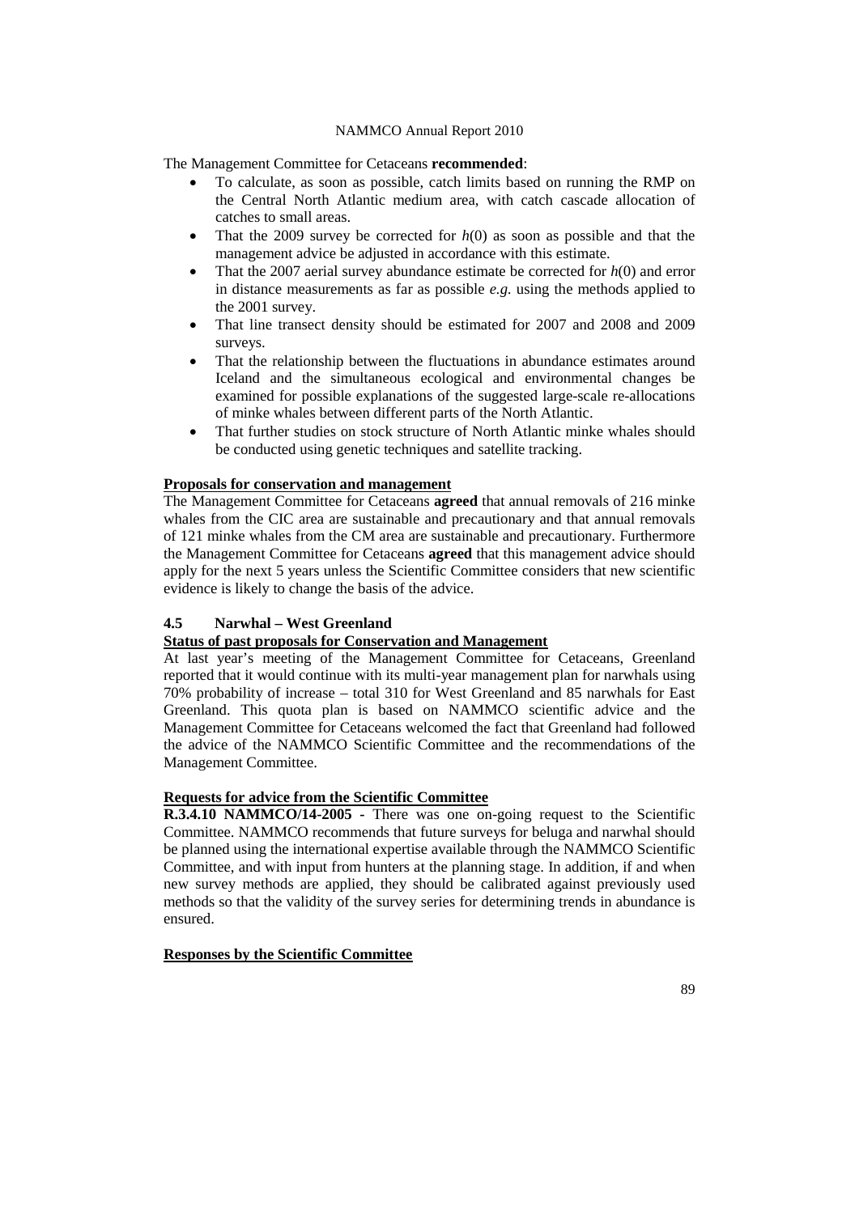The Management Committee for Cetaceans **recommended**:

- To calculate, as soon as possible, catch limits based on running the RMP on the Central North Atlantic medium area, with catch cascade allocation of catches to small areas.
- That the 2009 survey be corrected for *h*(0) as soon as possible and that the management advice be adjusted in accordance with this estimate.
- That the 2007 aerial survey abundance estimate be corrected for *h*(0) and error in distance measurements as far as possible *e.g.* using the methods applied to the 2001 survey.
- That line transect density should be estimated for 2007 and 2008 and 2009 surveys.
- That the relationship between the fluctuations in abundance estimates around Iceland and the simultaneous ecological and environmental changes be examined for possible explanations of the suggested large-scale re-allocations of minke whales between different parts of the North Atlantic.
- That further studies on stock structure of North Atlantic minke whales should be conducted using genetic techniques and satellite tracking.

**Proposals for conservation and management**

The Management Committee for Cetaceans **agreed** that annual removals of 216 minke whales from the CIC area are sustainable and precautionary and that annual removals of 121 minke whales from the CM area are sustainable and precautionary. Furthermore the Management Committee for Cetaceans **agreed** that this management advice should apply for the next 5 years unless the Scientific Committee considers that new scientific evidence is likely to change the basis of the advice.

### 4.5 Narwhal – West Greenland

**Status of past proposals for Conservation and Management**

At last year's meeting of the Management Committee for Cetaceans, Greenland reported that it would continue with its multi-year management plan for narwhals using 70% probability of increase – total 310 for West Greenland and 85 narwhals for East Greenland. This quota plan is based on NAMMCO scientific advice and the Management Committee for Cetaceans welcomed the fact that Greenland had followed the advice of the NAMMCO Scientific Committee and the recommendations of the Management Committee.

**Requests for advice from the Scientific Committee**

**R.3.4.10 NAMMCO/14-2005** - There was one on-going request to the Scientific Committee. NAMMCO recommends that future surveys for beluga and narwhal should be planned using the international expertise available through the NAMMCO Scientific Committee, and with input from hunters at the planning stage. In addition, if and when new survey methods are applied, they should be calibrated against previously used methods so that the validity of the survey series for determining trends in abundance is ensured.

**Responses by the Scientific Committee**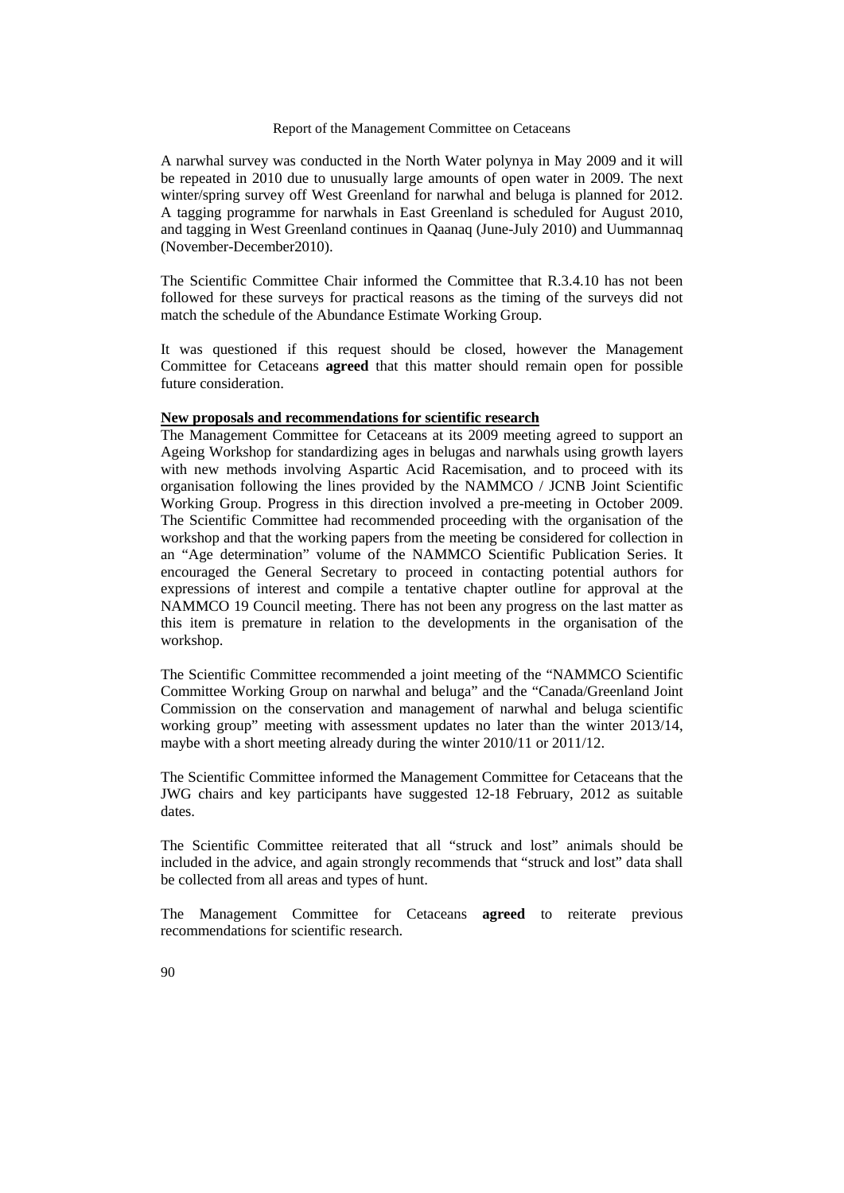A narwhal survey was conducted in the North Water polynya in May 2009 and it will be repeated in 2010 due to unusually large amounts of open water in 2009. The next winter/spring survey off West Greenland for narwhal and beluga is planned for 2012. A tagging programme for narwhals in East Greenland is scheduled for August 2010, and tagging in West Greenland continues in Qaanaq (June-July 2010) and Uummannaq (November-December2010).

The Scientific Committee Chair informed the Committee that R.3.4.10 has not been followed for these surveys for practical reasons as the timing of the surveys did not match the schedule of the Abundance Estimate Working Group.

It was questioned if this request should be closed, however the Management Committee for Cetaceans **agreed** that this matter should remain open for possible future consideration.

**New proposals and recommendations for scientific research**

The Management Committee for Cetaceans at its 2009 meeting agreed to support an Ageing Workshop for standardizing ages in belugas and narwhals using growth layers with new methods involving Aspartic Acid Racemisation, and to proceed with its organisation following the lines provided by the NAMMCO / JCNB Joint Scientific Working Group. Progress in this direction involved a pre-meeting in October 2009. The Scientific Committee had recommended proceeding with the organisation of the workshop and that the working papers from the meeting be considered for collection in an "Age determination" volume of the NAMMCO Scientific Publication Series. It encouraged the General Secretary to proceed in contacting potential authors for expressions of interest and compile a tentative chapter outline for approval at the NAMMCO 19 Council meeting. There has not been any progress on the last matter as this item is premature in relation to the developments in the organisation of the workshop.

The Scientific Committee recommended a joint meeting of the "NAMMCO Scientific Committee Working Group on narwhal and beluga" and the "Canada/Greenland Joint Commission on the conservation and management of narwhal and beluga scientific working group" meeting with assessment updates no later than the winter 2013/14, maybe with a short meeting already during the winter 2010/11 or 2011/12.

The Scientific Committee informed the Management Committee for Cetaceans that the JWG chairs and key participants have suggested 12-18 February, 2012 as suitable dates.

The Scientific Committee reiterated that all "struck and lost" animals should be included in the advice, and again strongly recommends that "struck and lost" data shall be collected from all areas and types of hunt.

The Management Committee for Cetaceans **agreed** to reiterate previous recommendations for scientific research.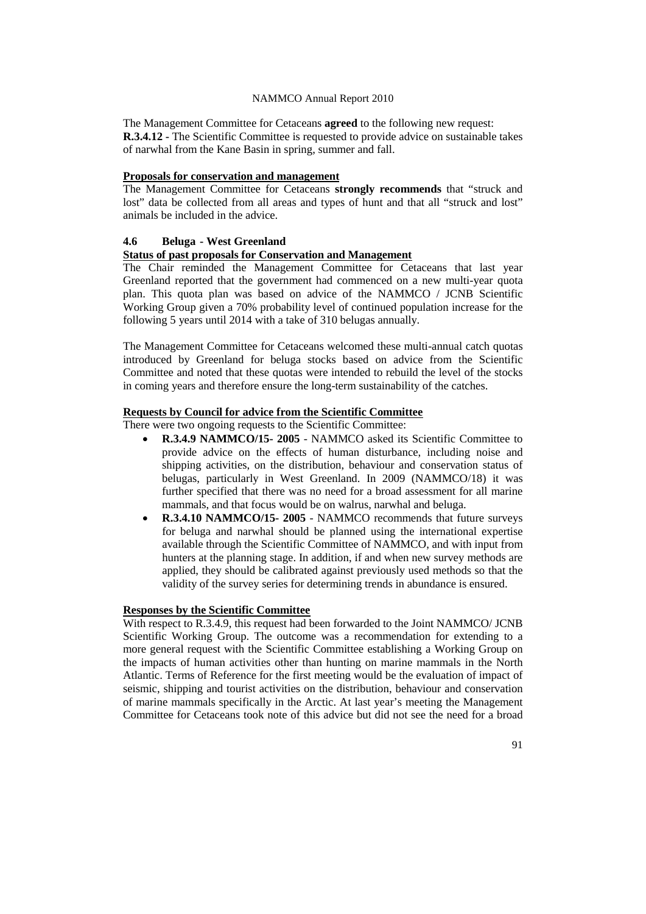The Management Committee for Cetaceans **agreed** to the following new request:
**R.3.4.12 -** The Scientific Committee is requested to provide advice on sustainable takes of narwhal from the Kane Basin in spring, summer and fall.

**Proposals for conservation and management**

The Management Committee for Cetaceans **strongly recommends** that "struck and lost" data be collected from all areas and types of hunt and that all "struck and lost" animals be included in the advice.

### 4.6 Beluga - West Greenland

**Status of past proposals for Conservation and Management**

The Chair reminded the Management Committee for Cetaceans that last year Greenland reported that the government had commenced on a new multi-year quota plan. This quota plan was based on advice of the NAMMCO / JCNB Scientific Working Group given a 70% probability level of continued population increase for the following 5 years until 2014 with a take of 310 belugas annually.

The Management Committee for Cetaceans welcomed these multi-annual catch quotas introduced by Greenland for beluga stocks based on advice from the Scientific Committee and noted that these quotas were intended to rebuild the level of the stocks in coming years and therefore ensure the long-term sustainability of the catches.

**Requests by Council for advice from the Scientific Committee**

There were two ongoing requests to the Scientific Committee:

- **R.3.4.9 NAMMCO/15- 2005** - NAMMCO asked its Scientific Committee to provide advice on the effects of human disturbance, including noise and shipping activities, on the distribution, behaviour and conservation status of belugas, particularly in West Greenland. In 2009 (NAMMCO/18) it was further specified that there was no need for a broad assessment for all marine mammals, and that focus would be on walrus, narwhal and beluga.
- **R.3.4.10 NAMMCO/15- 2005** - NAMMCO recommends that future surveys for beluga and narwhal should be planned using the international expertise available through the Scientific Committee of NAMMCO, and with input from hunters at the planning stage. In addition, if and when new survey methods are applied, they should be calibrated against previously used methods so that the validity of the survey series for determining trends in abundance is ensured.

**Responses by the Scientific Committee**

With respect to R.3.4.9, this request had been forwarded to the Joint NAMMCO/ JCNB Scientific Working Group. The outcome was a recommendation for extending to a more general request with the Scientific Committee establishing a Working Group on the impacts of human activities other than hunting on marine mammals in the North Atlantic. Terms of Reference for the first meeting would be the evaluation of impact of seismic, shipping and tourist activities on the distribution, behaviour and conservation of marine mammals specifically in the Arctic. At last year's meeting the Management Committee for Cetaceans took note of this advice but did not see the need for a broad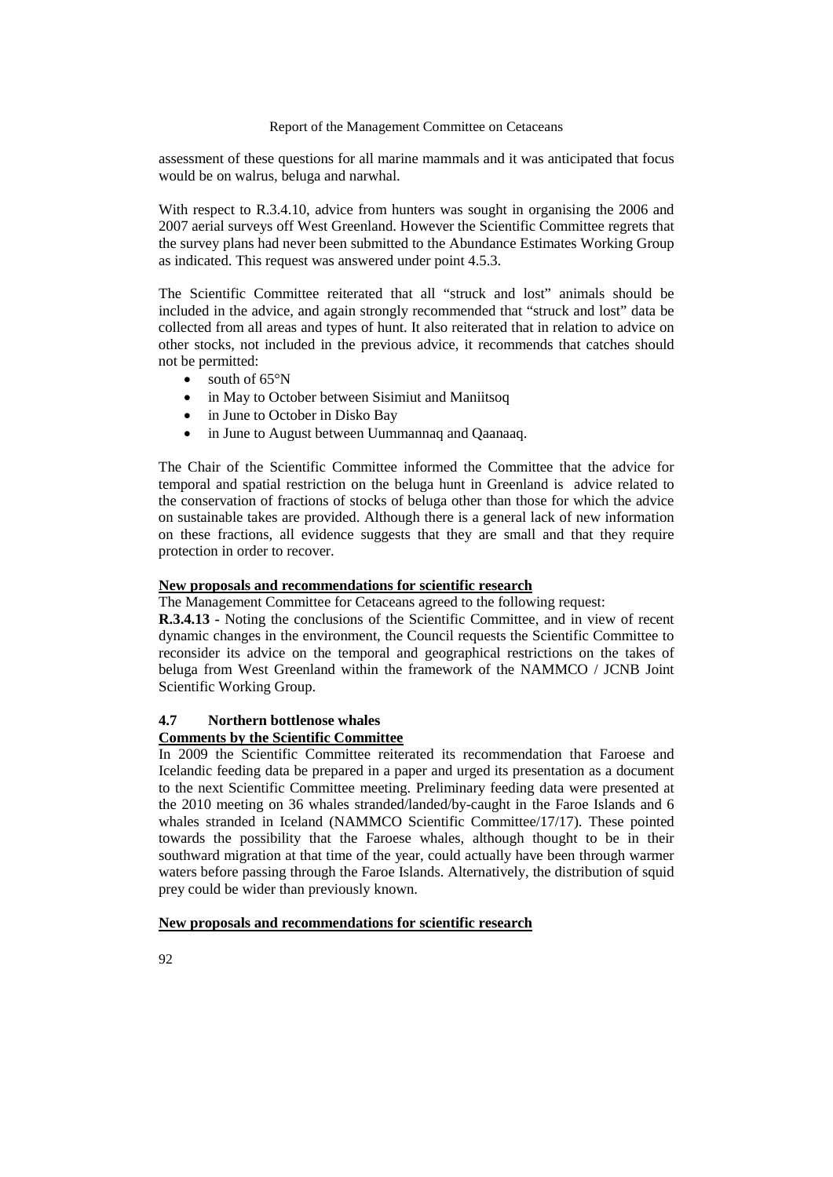assessment of these questions for all marine mammals and it was anticipated that focus would be on walrus, beluga and narwhal.

With respect to R.3.4.10, advice from hunters was sought in organising the 2006 and 2007 aerial surveys off West Greenland. However the Scientific Committee regrets that the survey plans had never been submitted to the Abundance Estimates Working Group as indicated. This request was answered under point 4.5.3.

The Scientific Committee reiterated that all "struck and lost" animals should be included in the advice, and again strongly recommended that "struck and lost" data be collected from all areas and types of hunt. It also reiterated that in relation to advice on other stocks, not included in the previous advice, it recommends that catches should not be permitted:

- south of 65°N
- in May to October between Sisimiut and Maniitsoq
- in June to October in Disko Bay
- in June to August between Uummannaq and Qaanaaq.

The Chair of the Scientific Committee informed the Committee that the advice for temporal and spatial restriction on the beluga hunt in Greenland is advice related to the conservation of fractions of stocks of beluga other than those for which the advice on sustainable takes are provided. Although there is a general lack of new information on these fractions, all evidence suggests that they are small and that they require protection in order to recover.

**New proposals and recommendations for scientific research**

The Management Committee for Cetaceans agreed to the following request:

**R.3.4.13 -** Noting the conclusions of the Scientific Committee, and in view of recent dynamic changes in the environment, the Council requests the Scientific Committee to reconsider its advice on the temporal and geographical restrictions on the takes of beluga from West Greenland within the framework of the NAMMCO / JCNB Joint Scientific Working Group.

### 4.7 Northern bottlenose whales

**Comments by the Scientific Committee**

In 2009 the Scientific Committee reiterated its recommendation that Faroese and Icelandic feeding data be prepared in a paper and urged its presentation as a document to the next Scientific Committee meeting. Preliminary feeding data were presented at the 2010 meeting on 36 whales stranded/landed/by-caught in the Faroe Islands and 6 whales stranded in Iceland (NAMMCO Scientific Committee/17/17). These pointed towards the possibility that the Faroese whales, although thought to be in their southward migration at that time of the year, could actually have been through warmer waters before passing through the Faroe Islands. Alternatively, the distribution of squid prey could be wider than previously known.

**New proposals and recommendations for scientific research**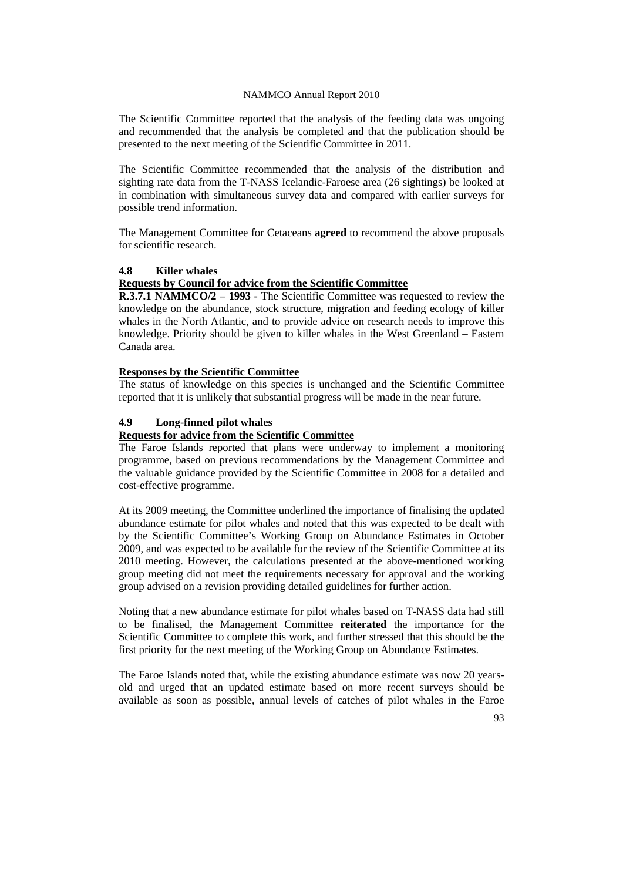The Scientific Committee reported that the analysis of the feeding data was ongoing and recommended that the analysis be completed and that the publication should be presented to the next meeting of the Scientific Committee in 2011.

The Scientific Committee recommended that the analysis of the distribution and sighting rate data from the T-NASS Icelandic-Faroese area (26 sightings) be looked at in combination with simultaneous survey data and compared with earlier surveys for possible trend information.

The Management Committee for Cetaceans **agreed** to recommend the above proposals for scientific research.

### 4.8 Killer whales

**Requests by Council for advice from the Scientific Committee**

**R.3.7.1 NAMMCO/2 – 1993** - The Scientific Committee was requested to review the knowledge on the abundance, stock structure, migration and feeding ecology of killer whales in the North Atlantic, and to provide advice on research needs to improve this knowledge. Priority should be given to killer whales in the West Greenland – Eastern Canada area.

**Responses by the Scientific Committee**

The status of knowledge on this species is unchanged and the Scientific Committee reported that it is unlikely that substantial progress will be made in the near future.

### 4.9 Long-finned pilot whales

**Requests for advice from the Scientific Committee**

The Faroe Islands reported that plans were underway to implement a monitoring programme, based on previous recommendations by the Management Committee and the valuable guidance provided by the Scientific Committee in 2008 for a detailed and cost-effective programme.

At its 2009 meeting, the Committee underlined the importance of finalising the updated abundance estimate for pilot whales and noted that this was expected to be dealt with by the Scientific Committee's Working Group on Abundance Estimates in October 2009, and was expected to be available for the review of the Scientific Committee at its 2010 meeting. However, the calculations presented at the above-mentioned working group meeting did not meet the requirements necessary for approval and the working group advised on a revision providing detailed guidelines for further action.

Noting that a new abundance estimate for pilot whales based on T-NASS data had still to be finalised, the Management Committee **reiterated** the importance for the Scientific Committee to complete this work, and further stressed that this should be the first priority for the next meeting of the Working Group on Abundance Estimates.

The Faroe Islands noted that, while the existing abundance estimate was now 20 years-old and urged that an updated estimate based on more recent surveys should be available as soon as possible, annual levels of catches of pilot whales in the Faroe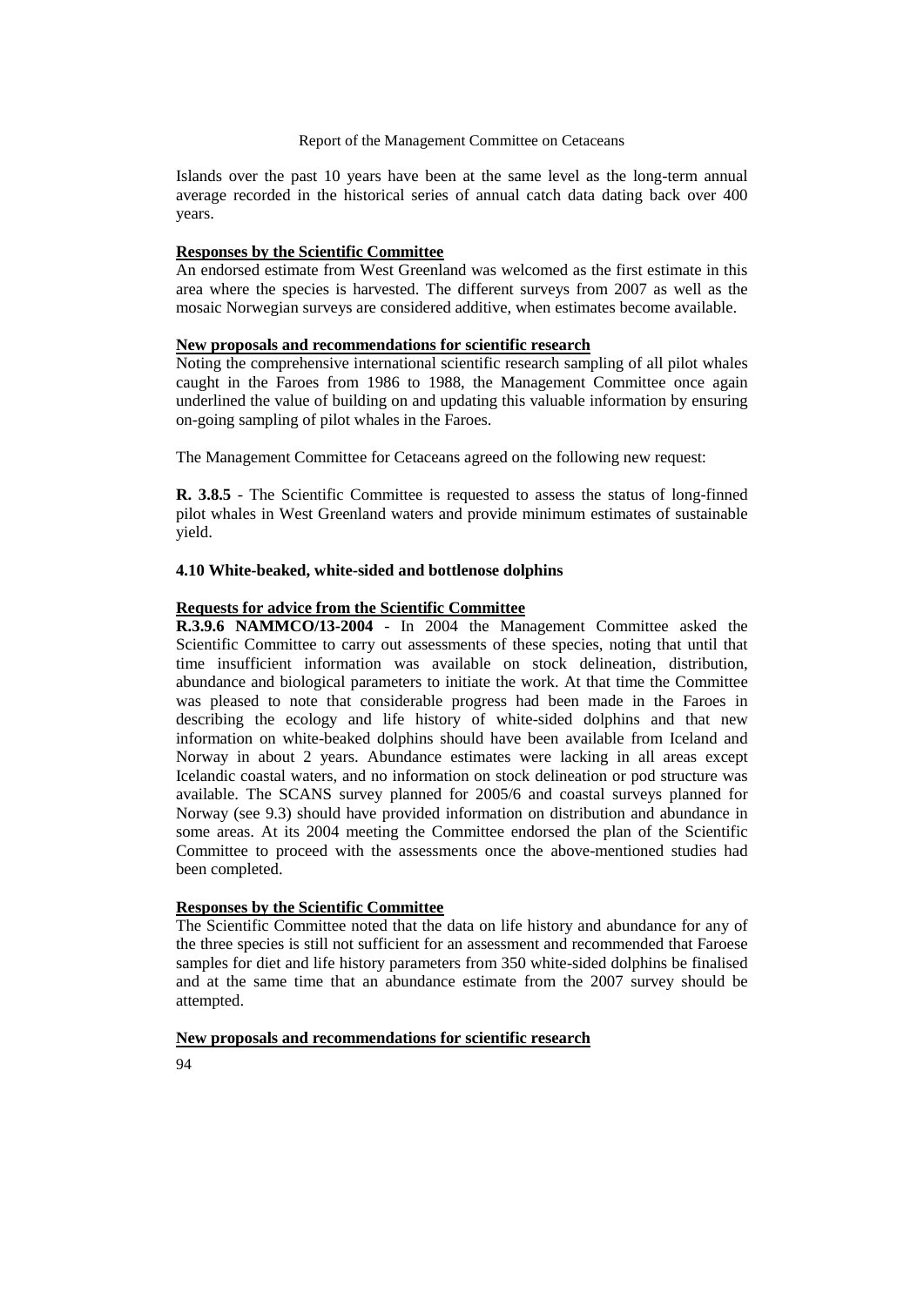Islands over the past 10 years have been at the same level as the long-term annual average recorded in the historical series of annual catch data dating back over 400 years.

**Responses by the Scientific Committee**

An endorsed estimate from West Greenland was welcomed as the first estimate in this area where the species is harvested. The different surveys from 2007 as well as the mosaic Norwegian surveys are considered additive, when estimates become available.

**New proposals and recommendations for scientific research**

Noting the comprehensive international scientific research sampling of all pilot whales caught in the Faroes from 1986 to 1988, the Management Committee once again underlined the value of building on and updating this valuable information by ensuring on-going sampling of pilot whales in the Faroes.

The Management Committee for Cetaceans agreed on the following new request:

**R. 3.8.5** - The Scientific Committee is requested to assess the status of long-finned pilot whales in West Greenland waters and provide minimum estimates of sustainable yield.

### 4.10 White-beaked, white-sided and bottlenose dolphins

**Requests for advice from the Scientific Committee**

**R.3.9.6 NAMMCO/13-2004** - In 2004 the Management Committee asked the Scientific Committee to carry out assessments of these species, noting that until that time insufficient information was available on stock delineation, distribution, abundance and biological parameters to initiate the work. At that time the Committee was pleased to note that considerable progress had been made in the Faroes in describing the ecology and life history of white-sided dolphins and that new information on white-beaked dolphins should have been available from Iceland and Norway in about 2 years. Abundance estimates were lacking in all areas except Icelandic coastal waters, and no information on stock delineation or pod structure was available. The SCANS survey planned for 2005/6 and coastal surveys planned for Norway (see 9.3) should have provided information on distribution and abundance in some areas. At its 2004 meeting the Committee endorsed the plan of the Scientific Committee to proceed with the assessments once the above-mentioned studies had been completed.

**Responses by the Scientific Committee**

The Scientific Committee noted that the data on life history and abundance for any of the three species is still not sufficient for an assessment and recommended that Faroese samples for diet and life history parameters from 350 white-sided dolphins be finalised and at the same time that an abundance estimate from the 2007 survey should be attempted.

**New proposals and recommendations for scientific research**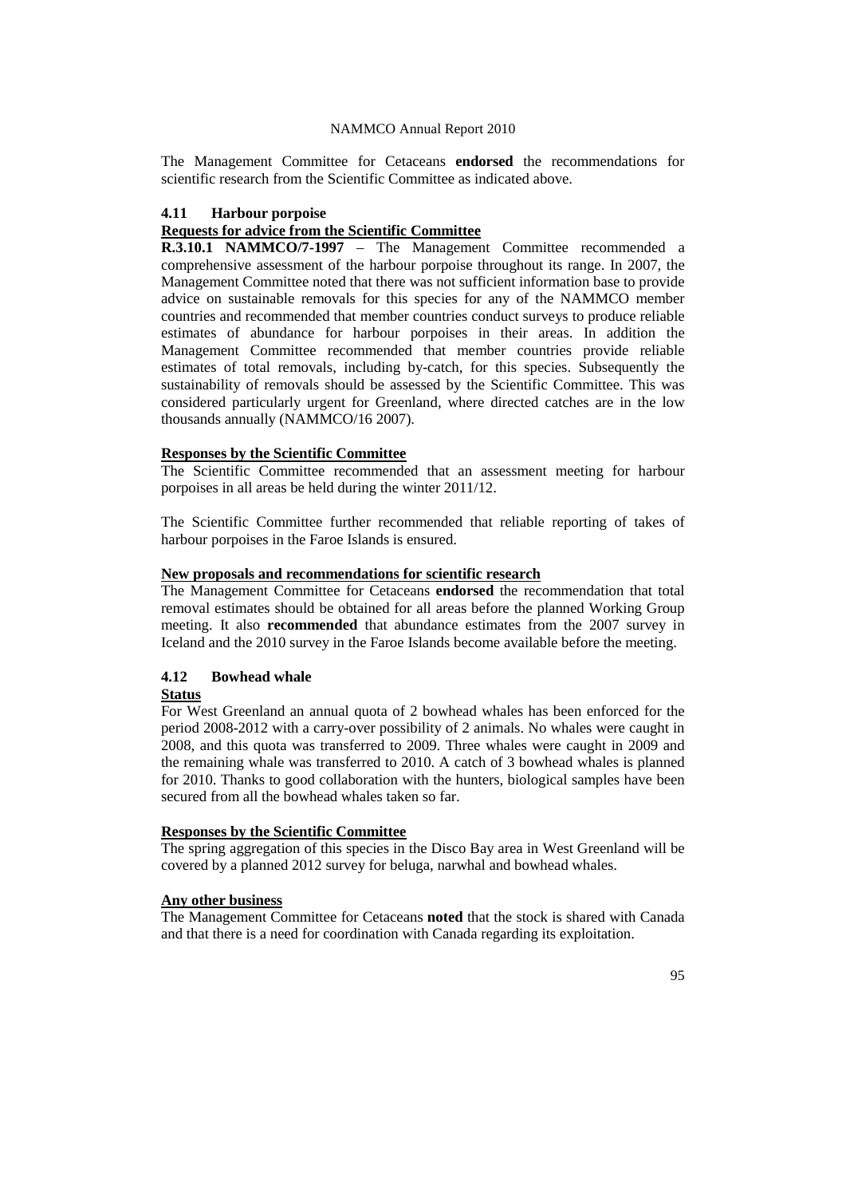The Management Committee for Cetaceans **endorsed** the recommendations for scientific research from the Scientific Committee as indicated above.

### 4.11 Harbour porpoise

**Requests for advice from the Scientific Committee**

**R.3.10.1 NAMMCO/7-1997** – The Management Committee recommended a comprehensive assessment of the harbour porpoise throughout its range. In 2007, the Management Committee noted that there was not sufficient information base to provide advice on sustainable removals for this species for any of the NAMMCO member countries and recommended that member countries conduct surveys to produce reliable estimates of abundance for harbour porpoises in their areas. In addition the Management Committee recommended that member countries provide reliable estimates of total removals, including by-catch, for this species. Subsequently the sustainability of removals should be assessed by the Scientific Committee. This was considered particularly urgent for Greenland, where directed catches are in the low thousands annually (NAMMCO/16 2007).

**Responses by the Scientific Committee**

The Scientific Committee recommended that an assessment meeting for harbour porpoises in all areas be held during the winter 2011/12.

The Scientific Committee further recommended that reliable reporting of takes of harbour porpoises in the Faroe Islands is ensured.

**New proposals and recommendations for scientific research**

The Management Committee for Cetaceans **endorsed** the recommendation that total removal estimates should be obtained for all areas before the planned Working Group meeting. It also **recommended** that abundance estimates from the 2007 survey in Iceland and the 2010 survey in the Faroe Islands become available before the meeting.

### 4.12 Bowhead whale

**Status**

For West Greenland an annual quota of 2 bowhead whales has been enforced for the period 2008-2012 with a carry-over possibility of 2 animals. No whales were caught in 2008, and this quota was transferred to 2009. Three whales were caught in 2009 and the remaining whale was transferred to 2010. A catch of 3 bowhead whales is planned for 2010. Thanks to good collaboration with the hunters, biological samples have been secured from all the bowhead whales taken so far.

**Responses by the Scientific Committee**

The spring aggregation of this species in the Disco Bay area in West Greenland will be covered by a planned 2012 survey for beluga, narwhal and bowhead whales.

**Any other business**

The Management Committee for Cetaceans **noted** that the stock is shared with Canada and that there is a need for coordination with Canada regarding its exploitation.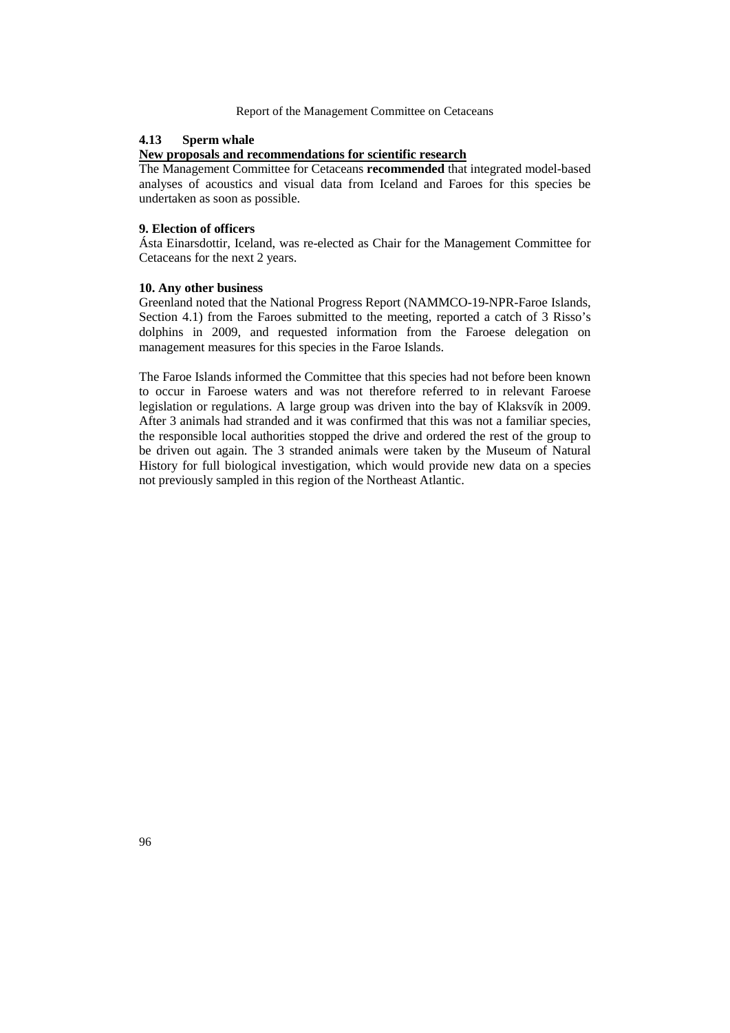### 4.13 Sperm whale

**New proposals and recommendations for scientific research**

The Management Committee for Cetaceans **recommended** that integrated model-based analyses of acoustics and visual data from Iceland and Faroes for this species be undertaken as soon as possible.

## 9. Election of officers

Ásta Einarsdottir, Iceland, was re-elected as Chair for the Management Committee for Cetaceans for the next 2 years.

## 10. Any other business

Greenland noted that the National Progress Report (NAMMCO-19-NPR-Faroe Islands, Section 4.1) from the Faroes submitted to the meeting, reported a catch of 3 Risso's dolphins in 2009, and requested information from the Faroese delegation on management measures for this species in the Faroe Islands.

The Faroe Islands informed the Committee that this species had not before been known to occur in Faroese waters and was not therefore referred to in relevant Faroese legislation or regulations. A large group was driven into the bay of Klaksvík in 2009. After 3 animals had stranded and it was confirmed that this was not a familiar species, the responsible local authorities stopped the drive and ordered the rest of the group to be driven out again. The 3 stranded animals were taken by the Museum of Natural History for full biological investigation, which would provide new data on a species not previously sampled in this region of the Northeast Atlantic.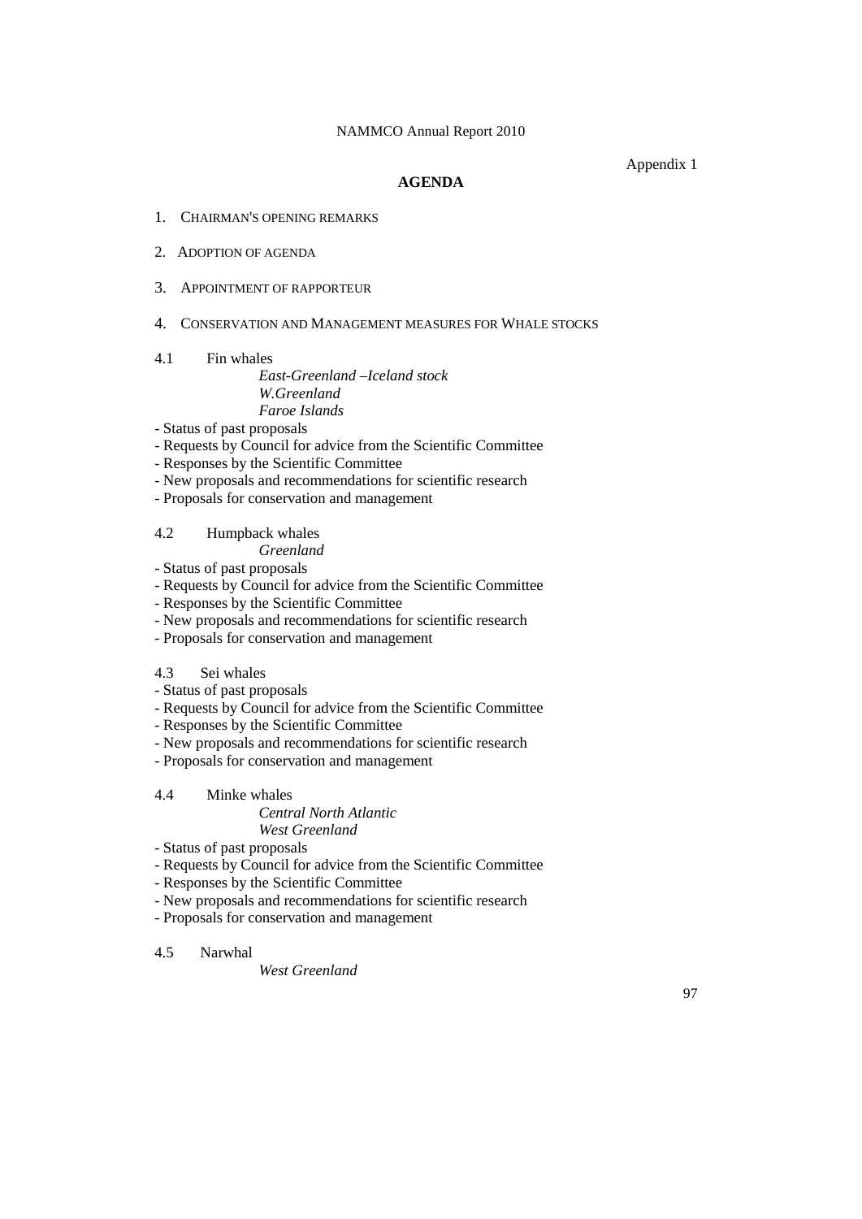Appendix 1

## AGENDA

1. CHAIRMAN'S OPENING REMARKS

2. ADOPTION OF AGENDA

3. APPOINTMENT OF RAPPORTEUR

4. CONSERVATION AND MANAGEMENT MEASURES FOR WHALE STOCKS

4.1 Fin whales

*East-Greenland –Iceland stock*
*W.Greenland*
*Faroe Islands*

- Status of past proposals
- Requests by Council for advice from the Scientific Committee
- Responses by the Scientific Committee
- New proposals and recommendations for scientific research
- Proposals for conservation and management

4.2 Humpback whales

*Greenland*

- Status of past proposals
- Requests by Council for advice from the Scientific Committee
- Responses by the Scientific Committee
- New proposals and recommendations for scientific research
- Proposals for conservation and management

4.3 Sei whales

- Status of past proposals
- Requests by Council for advice from the Scientific Committee
- Responses by the Scientific Committee
- New proposals and recommendations for scientific research
- Proposals for conservation and management

4.4 Minke whales

*Central North Atlantic*
*West Greenland*

- Status of past proposals
- Requests by Council for advice from the Scientific Committee
- Responses by the Scientific Committee
- New proposals and recommendations for scientific research
- Proposals for conservation and management

4.5 Narwhal

*West Greenland*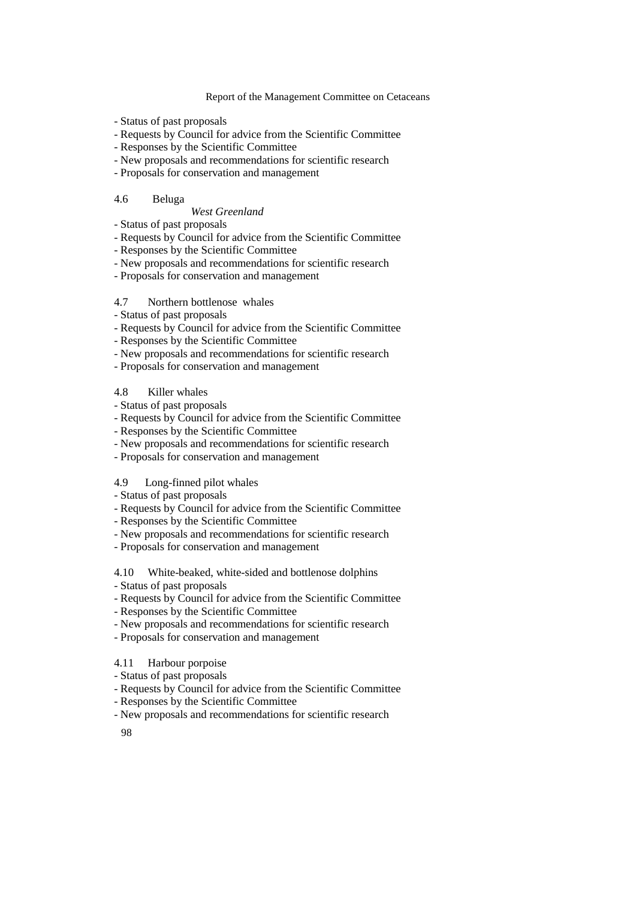- Status of past proposals
- Requests by Council for advice from the Scientific Committee
- Responses by the Scientific Committee
- New proposals and recommendations for scientific research
- Proposals for conservation and management

4.6 Beluga

*West Greenland*

- Status of past proposals
- Requests by Council for advice from the Scientific Committee
- Responses by the Scientific Committee
- New proposals and recommendations for scientific research
- Proposals for conservation and management

4.7 Northern bottlenose whales

- Status of past proposals
- Requests by Council for advice from the Scientific Committee
- Responses by the Scientific Committee
- New proposals and recommendations for scientific research
- Proposals for conservation and management

4.8 Killer whales

- Status of past proposals
- Requests by Council for advice from the Scientific Committee
- Responses by the Scientific Committee
- New proposals and recommendations for scientific research
- Proposals for conservation and management

4.9 Long-finned pilot whales

- Status of past proposals
- Requests by Council for advice from the Scientific Committee
- Responses by the Scientific Committee
- New proposals and recommendations for scientific research
- Proposals for conservation and management

4.10 White-beaked, white-sided and bottlenose dolphins

- Status of past proposals
- Requests by Council for advice from the Scientific Committee
- Responses by the Scientific Committee
- New proposals and recommendations for scientific research
- Proposals for conservation and management

4.11 Harbour porpoise

- Status of past proposals
- Requests by Council for advice from the Scientific Committee
- Responses by the Scientific Committee
- New proposals and recommendations for scientific research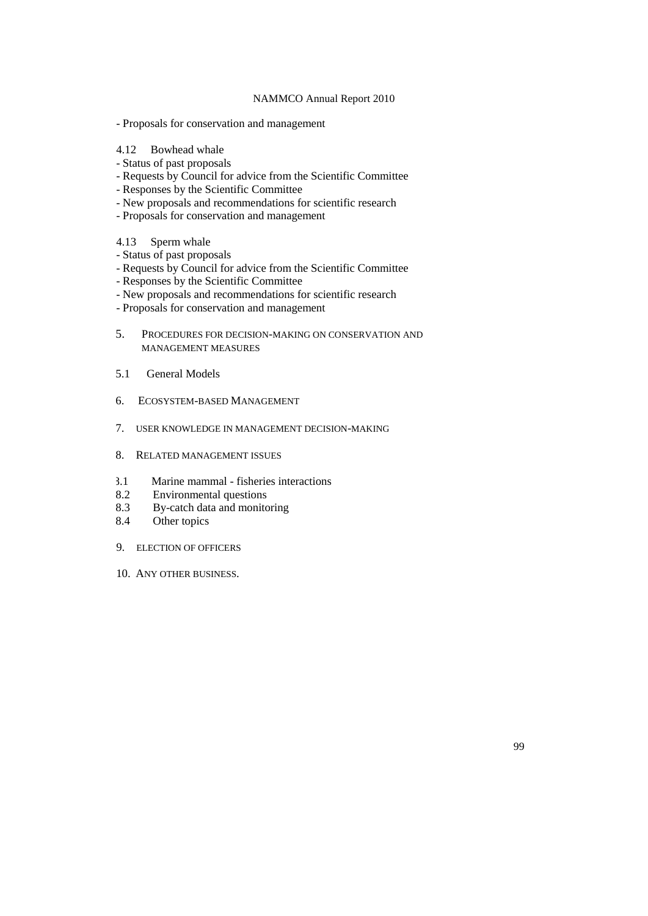- Proposals for conservation and management

4.12 Bowhead whale
- Status of past proposals
- Requests by Council for advice from the Scientific Committee
- Responses by the Scientific Committee
- New proposals and recommendations for scientific research
- Proposals for conservation and management

4.13 Sperm whale
- Status of past proposals
- Requests by Council for advice from the Scientific Committee
- Responses by the Scientific Committee
- New proposals and recommendations for scientific research
- Proposals for conservation and management

5. PROCEDURES FOR DECISION-MAKING ON CONSERVATION AND MANAGEMENT MEASURES

5.1 General Models

6. ECOSYSTEM-BASED MANAGEMENT

7. USER KNOWLEDGE IN MANAGEMENT DECISION-MAKING

8. RELATED MANAGEMENT ISSUES

8.1 Marine mammal - fisheries interactions
8.2 Environmental questions
8.3 By-catch data and monitoring
8.4 Other topics

9. ELECTION OF OFFICERS

10. ANY OTHER BUSINESS.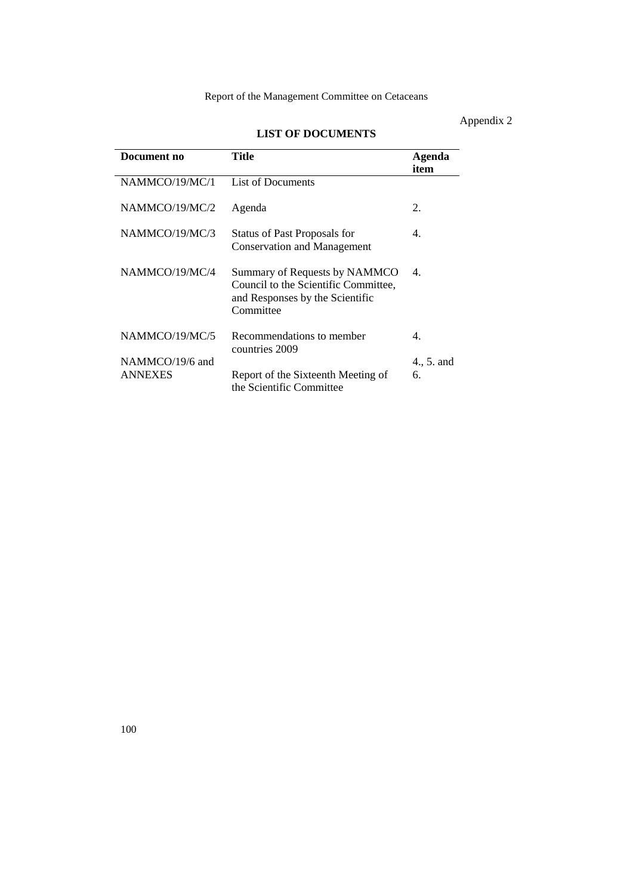Appendix 2

## LIST OF DOCUMENTS

| Document no | Title | Agenda item |
|---|---|---|
| NAMMCO/19/MC/1 | List of Documents | |
| NAMMCO/19/MC/2 | Agenda | 2. |
| NAMMCO/19/MC/3 | Status of Past Proposals for Conservation and Management | 4. |
| NAMMCO/19/MC/4 | Summary of Requests by NAMMCO Council to the Scientific Committee, and Responses by the Scientific Committee | 4. |
| NAMMCO/19/MC/5 | Recommendations to member countries 2009 | 4. |
| NAMMCO/19/6 and ANNEXES | Report of the Sixteenth Meeting of the Scientific Committee | 4., 5. and 6. |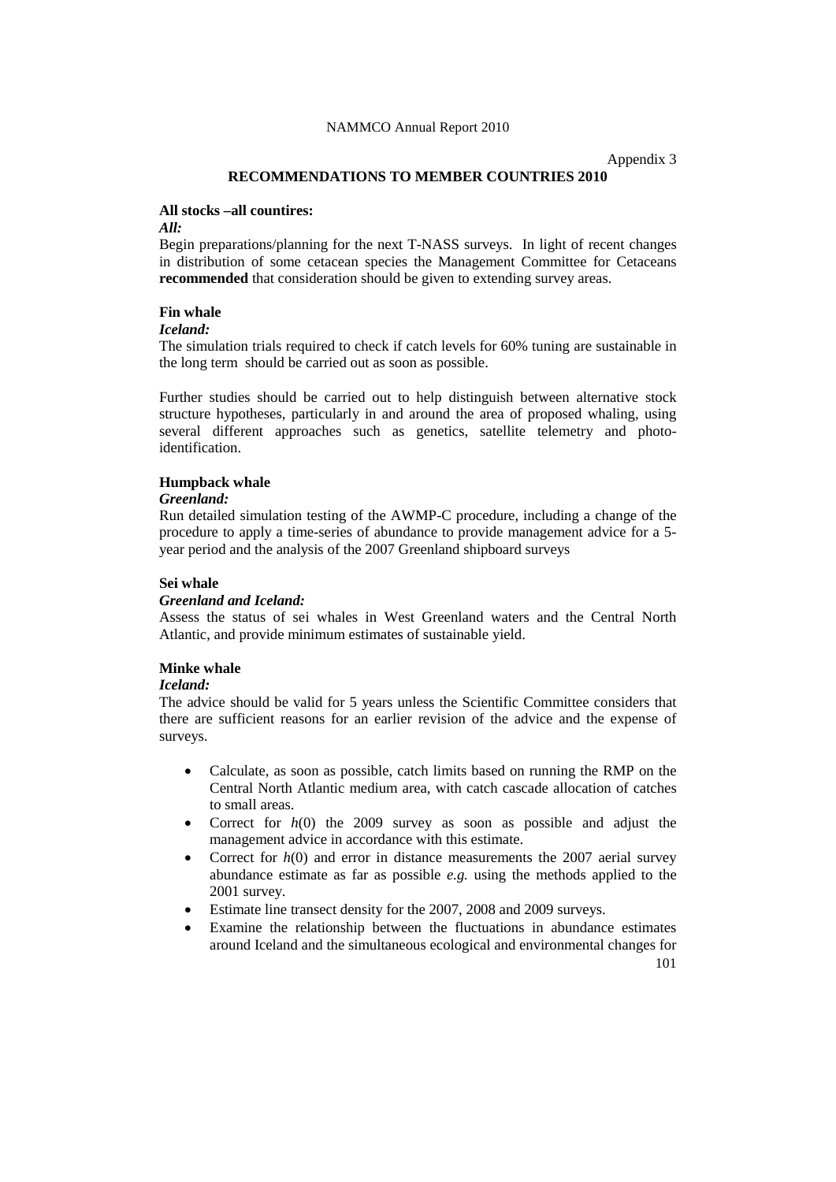Appendix 3

## RECOMMENDATIONS TO MEMBER COUNTRIES 2010

**All stocks –all countires:**

***All:***

Begin preparations/planning for the next T-NASS surveys. In light of recent changes in distribution of some cetacean species the Management Committee for Cetaceans **recommended** that consideration should be given to extending survey areas.

**Fin whale**

***Iceland:***

The simulation trials required to check if catch levels for 60% tuning are sustainable in the long term should be carried out as soon as possible.

Further studies should be carried out to help distinguish between alternative stock structure hypotheses, particularly in and around the area of proposed whaling, using several different approaches such as genetics, satellite telemetry and photo-identification.

**Humpback whale**

***Greenland:***

Run detailed simulation testing of the AWMP-C procedure, including a change of the procedure to apply a time-series of abundance to provide management advice for a 5-year period and the analysis of the 2007 Greenland shipboard surveys

**Sei whale**

***Greenland and Iceland:***

Assess the status of sei whales in West Greenland waters and the Central North Atlantic, and provide minimum estimates of sustainable yield.

**Minke whale**

***Iceland:***

The advice should be valid for 5 years unless the Scientific Committee considers that there are sufficient reasons for an earlier revision of the advice and the expense of surveys.

- Calculate, as soon as possible, catch limits based on running the RMP on the Central North Atlantic medium area, with catch cascade allocation of catches to small areas.
- Correct for *h*(0) the 2009 survey as soon as possible and adjust the management advice in accordance with this estimate.
- Correct for *h*(0) and error in distance measurements the 2007 aerial survey abundance estimate as far as possible *e.g.* using the methods applied to the 2001 survey.
- Estimate line transect density for the 2007, 2008 and 2009 surveys.
- Examine the relationship between the fluctuations in abundance estimates around Iceland and the simultaneous ecological and environmental changes for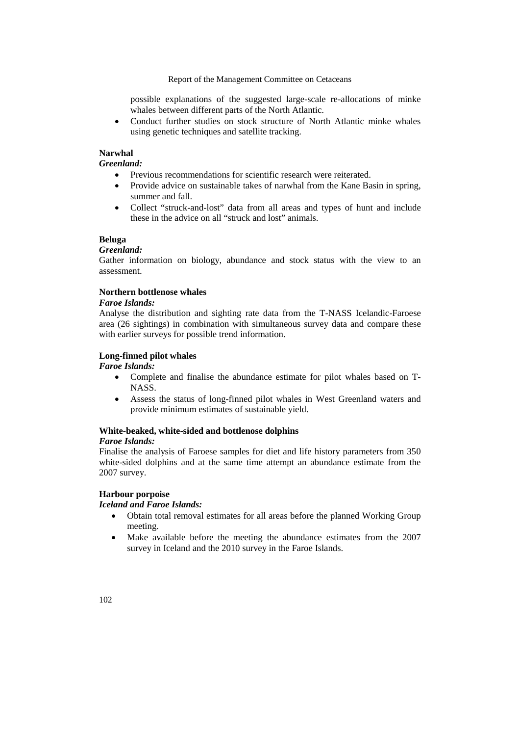possible explanations of the suggested large-scale re-allocations of minke whales between different parts of the North Atlantic.

- Conduct further studies on stock structure of North Atlantic minke whales using genetic techniques and satellite tracking.

**Narwhal**

***Greenland:***

- Previous recommendations for scientific research were reiterated.
- Provide advice on sustainable takes of narwhal from the Kane Basin in spring, summer and fall.
- Collect "struck-and-lost" data from all areas and types of hunt and include these in the advice on all "struck and lost" animals.

**Beluga**

***Greenland:***

Gather information on biology, abundance and stock status with the view to an assessment.

**Northern bottlenose whales**

***Faroe Islands:***

Analyse the distribution and sighting rate data from the T-NASS Icelandic-Faroese area (26 sightings) in combination with simultaneous survey data and compare these with earlier surveys for possible trend information.

**Long-finned pilot whales**

***Faroe Islands:***

- Complete and finalise the abundance estimate for pilot whales based on T-NASS.
- Assess the status of long-finned pilot whales in West Greenland waters and provide minimum estimates of sustainable yield.

**White-beaked, white-sided and bottlenose dolphins**

***Faroe Islands:***

Finalise the analysis of Faroese samples for diet and life history parameters from 350 white-sided dolphins and at the same time attempt an abundance estimate from the 2007 survey.

**Harbour porpoise**

***Iceland and Faroe Islands:***

- Obtain total removal estimates for all areas before the planned Working Group meeting.
- Make available before the meeting the abundance estimates from the 2007 survey in Iceland and the 2010 survey in the Faroe Islands.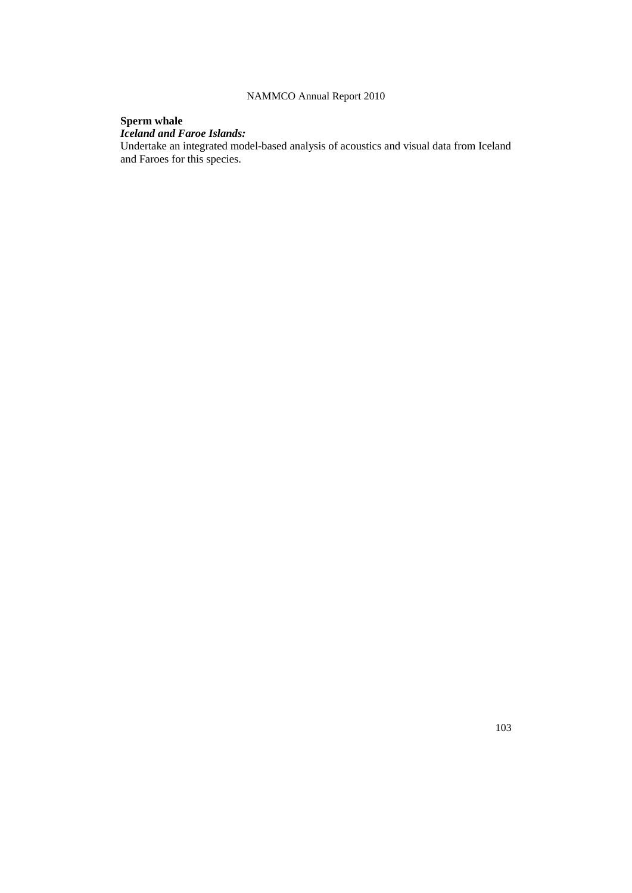**Sperm whale**

***Iceland and Faroe Islands:***

Undertake an integrated model-based analysis of acoustics and visual data from Iceland and Faroes for this species.